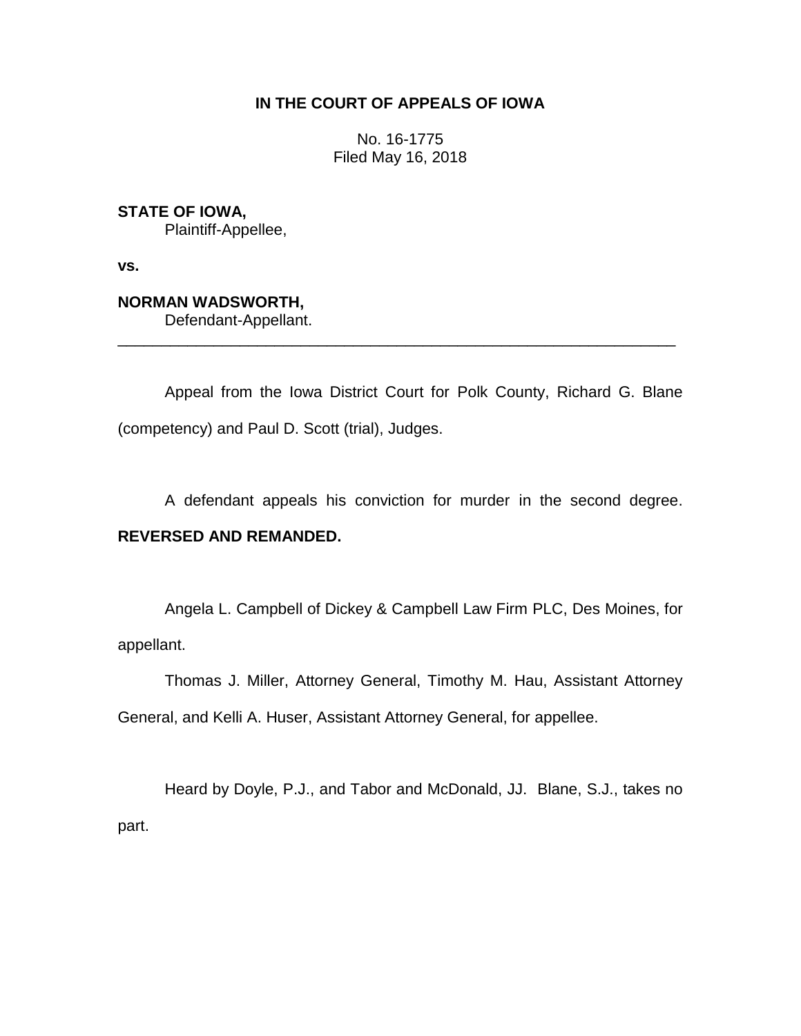**IN THE COURT OF APPEALS OF IOWA**

No. 16-1775
Filed May 16, 2018

**STATE OF IOWA,**
Plaintiff-Appellee,

**vs.**

**NORMAN WADSWORTH,**
Defendant-Appellant.

---

Appeal from the Iowa District Court for Polk County, Richard G. Blane (competency) and Paul D. Scott (trial), Judges.

A defendant appeals his conviction for murder in the second degree. **REVERSED AND REMANDED.**

Angela L. Campbell of Dickey & Campbell Law Firm PLC, Des Moines, for appellant.

Thomas J. Miller, Attorney General, Timothy M. Hau, Assistant Attorney General, and Kelli A. Huser, Assistant Attorney General, for appellee.

Heard by Doyle, P.J., and Tabor and McDonald, JJ. Blane, S.J., takes no part.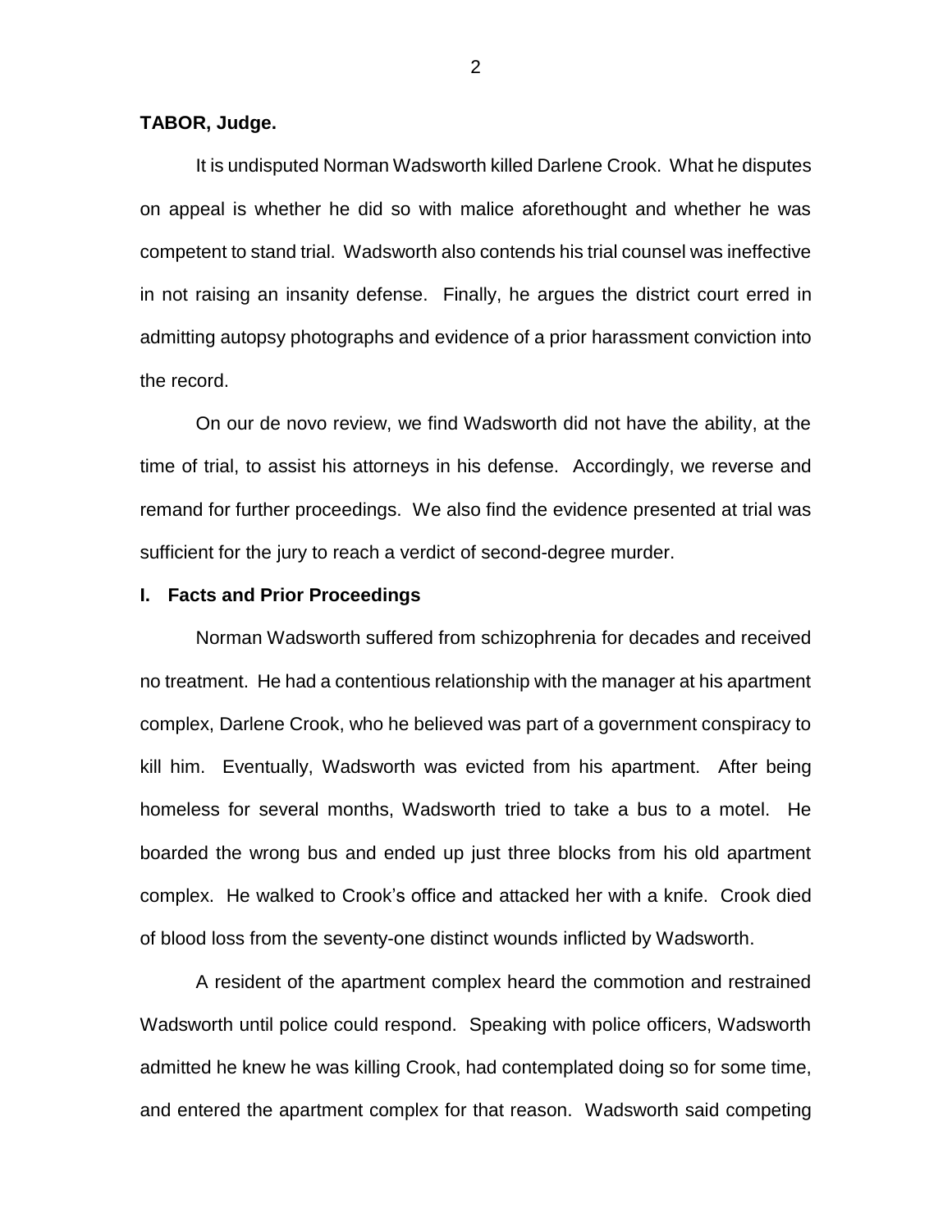**TABOR, Judge.**

It is undisputed Norman Wadsworth killed Darlene Crook. What he disputes on appeal is whether he did so with malice aforethought and whether he was competent to stand trial. Wadsworth also contends his trial counsel was ineffective in not raising an insanity defense. Finally, he argues the district court erred in admitting autopsy photographs and evidence of a prior harassment conviction into the record.

On our de novo review, we find Wadsworth did not have the ability, at the time of trial, to assist his attorneys in his defense. Accordingly, we reverse and remand for further proceedings. We also find the evidence presented at trial was sufficient for the jury to reach a verdict of second-degree murder.

## I. Facts and Prior Proceedings

Norman Wadsworth suffered from schizophrenia for decades and received no treatment. He had a contentious relationship with the manager at his apartment complex, Darlene Crook, who he believed was part of a government conspiracy to kill him. Eventually, Wadsworth was evicted from his apartment. After being homeless for several months, Wadsworth tried to take a bus to a motel. He boarded the wrong bus and ended up just three blocks from his old apartment complex. He walked to Crook's office and attacked her with a knife. Crook died of blood loss from the seventy-one distinct wounds inflicted by Wadsworth.

A resident of the apartment complex heard the commotion and restrained Wadsworth until police could respond. Speaking with police officers, Wadsworth admitted he knew he was killing Crook, had contemplated doing so for some time, and entered the apartment complex for that reason. Wadsworth said competing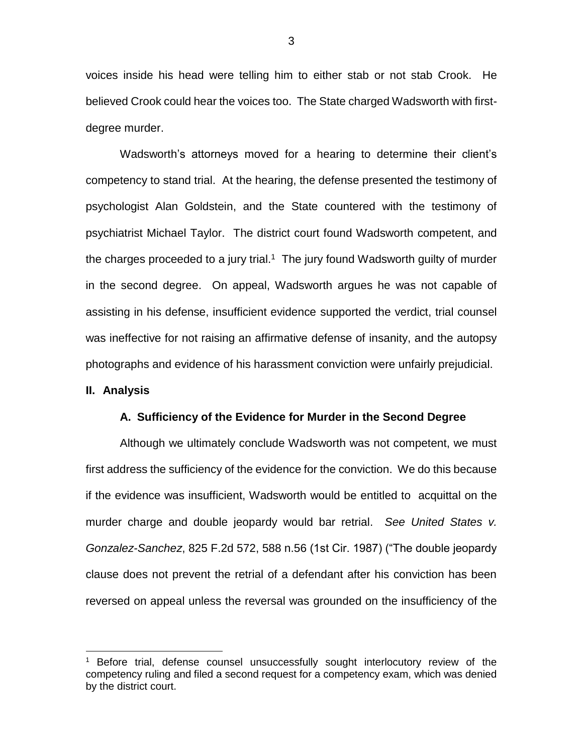voices inside his head were telling him to either stab or not stab Crook. He believed Crook could hear the voices too. The State charged Wadsworth with first-degree murder.

Wadsworth's attorneys moved for a hearing to determine their client's competency to stand trial. At the hearing, the defense presented the testimony of psychologist Alan Goldstein, and the State countered with the testimony of psychiatrist Michael Taylor. The district court found Wadsworth competent, and the charges proceeded to a jury trial.[1] The jury found Wadsworth guilty of murder in the second degree. On appeal, Wadsworth argues he was not capable of assisting in his defense, insufficient evidence supported the verdict, trial counsel was ineffective for not raising an affirmative defense of insanity, and the autopsy photographs and evidence of his harassment conviction were unfairly prejudicial.

## II. Analysis

### A. Sufficiency of the Evidence for Murder in the Second Degree

Although we ultimately conclude Wadsworth was not competent, we must first address the sufficiency of the evidence for the conviction. We do this because if the evidence was insufficient, Wadsworth would be entitled to acquittal on the murder charge and double jeopardy would bar retrial. *See United States v. Gonzalez-Sanchez*, 825 F.2d 572, 588 n.56 (1st Cir. 1987) ("The double jeopardy clause does not prevent the retrial of a defendant after his conviction has been reversed on appeal unless the reversal was grounded on the insufficiency of the

---

[1] Before trial, defense counsel unsuccessfully sought interlocutory review of the competency ruling and filed a second request for a competency exam, which was denied by the district court.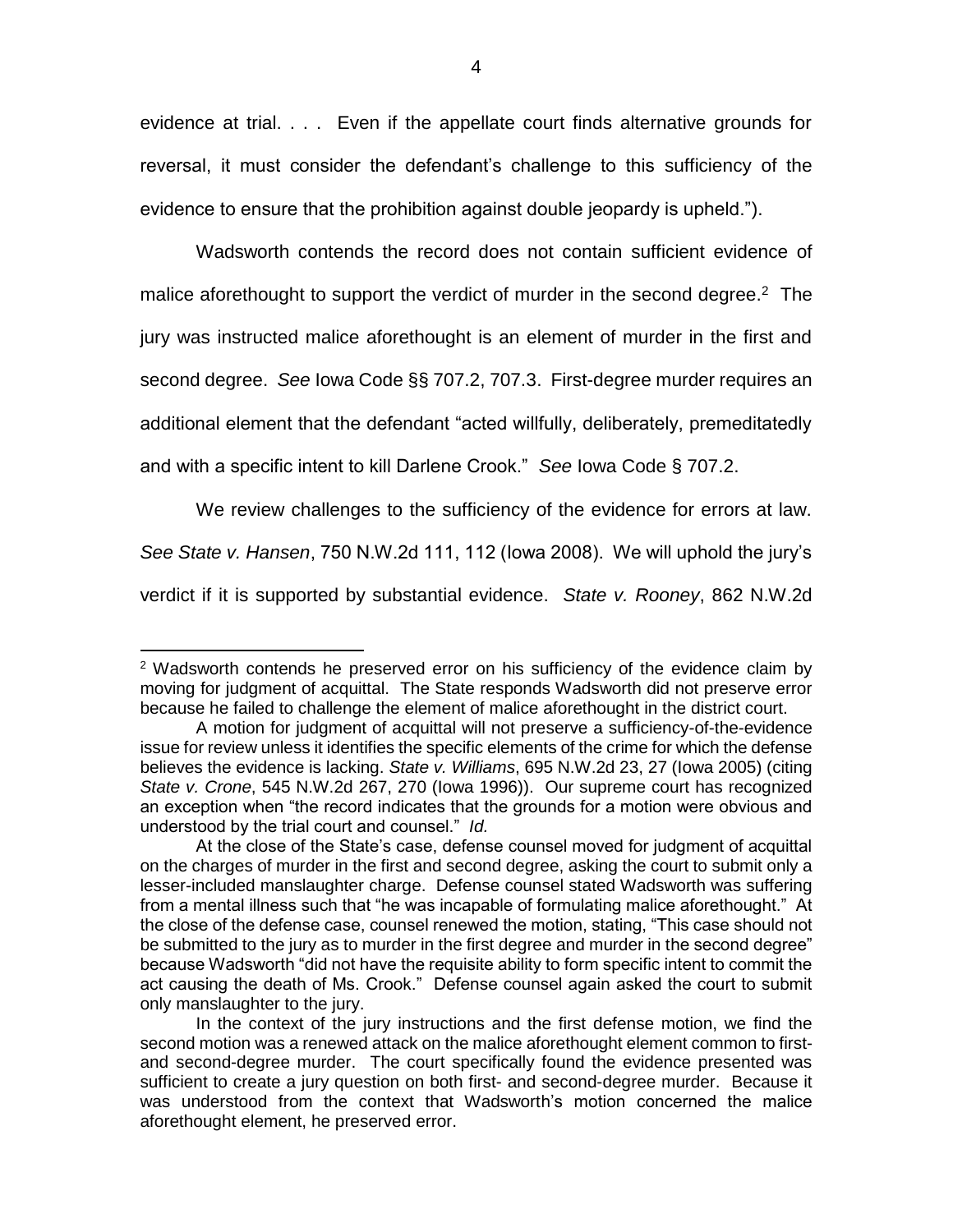evidence at trial. . . . Even if the appellate court finds alternative grounds for reversal, it must consider the defendant's challenge to this sufficiency of the evidence to ensure that the prohibition against double jeopardy is upheld.").

Wadsworth contends the record does not contain sufficient evidence of malice aforethought to support the verdict of murder in the second degree.[2] The jury was instructed malice aforethought is an element of murder in the first and second degree. *See* Iowa Code §§ 707.2, 707.3. First-degree murder requires an additional element that the defendant "acted willfully, deliberately, premeditatedly and with a specific intent to kill Darlene Crook." *See* Iowa Code § 707.2.

We review challenges to the sufficiency of the evidence for errors at law. *See State v. Hansen*, 750 N.W.2d 111, 112 (Iowa 2008). We will uphold the jury's verdict if it is supported by substantial evidence. *State v. Rooney*, 862 N.W.2d

---

[2] Wadsworth contends he preserved error on his sufficiency of the evidence claim by moving for judgment of acquittal. The State responds Wadsworth did not preserve error because he failed to challenge the element of malice aforethought in the district court.

A motion for judgment of acquittal will not preserve a sufficiency-of-the-evidence issue for review unless it identifies the specific elements of the crime for which the defense believes the evidence is lacking. *State v. Williams*, 695 N.W.2d 23, 27 (Iowa 2005) (citing *State v. Crone*, 545 N.W.2d 267, 270 (Iowa 1996)). Our supreme court has recognized an exception when "the record indicates that the grounds for a motion were obvious and understood by the trial court and counsel." *Id.*

At the close of the State's case, defense counsel moved for judgment of acquittal on the charges of murder in the first and second degree, asking the court to submit only a lesser-included manslaughter charge. Defense counsel stated Wadsworth was suffering from a mental illness such that "he was incapable of formulating malice aforethought." At the close of the defense case, counsel renewed the motion, stating, "This case should not be submitted to the jury as to murder in the first degree and murder in the second degree" because Wadsworth "did not have the requisite ability to form specific intent to commit the act causing the death of Ms. Crook." Defense counsel again asked the court to submit only manslaughter to the jury.

In the context of the jury instructions and the first defense motion, we find the second motion was a renewed attack on the malice aforethought element common to first- and second-degree murder. The court specifically found the evidence presented was sufficient to create a jury question on both first- and second-degree murder. Because it was understood from the context that Wadsworth's motion concerned the malice aforethought element, he preserved error.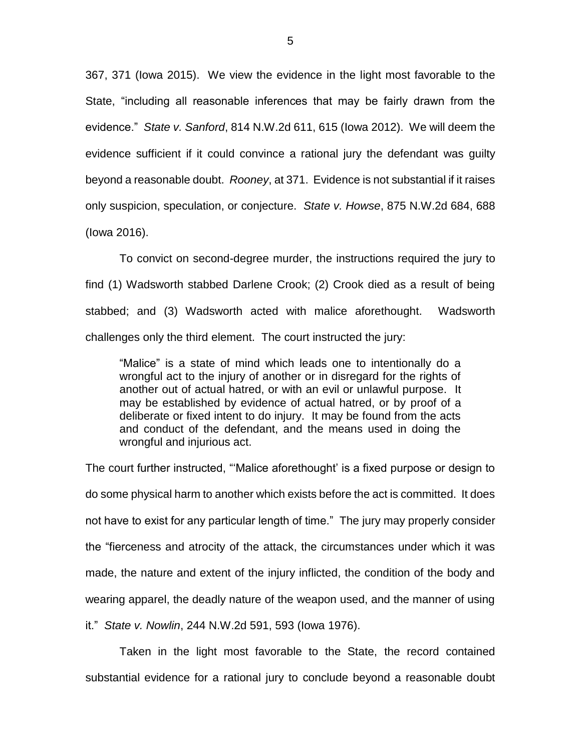367, 371 (Iowa 2015). We view the evidence in the light most favorable to the State, "including all reasonable inferences that may be fairly drawn from the evidence." *State v. Sanford*, 814 N.W.2d 611, 615 (Iowa 2012). We will deem the evidence sufficient if it could convince a rational jury the defendant was guilty beyond a reasonable doubt. *Rooney*, at 371. Evidence is not substantial if it raises only suspicion, speculation, or conjecture. *State v. Howse*, 875 N.W.2d 684, 688 (Iowa 2016).

To convict on second-degree murder, the instructions required the jury to find (1) Wadsworth stabbed Darlene Crook; (2) Crook died as a result of being stabbed; and (3) Wadsworth acted with malice aforethought. Wadsworth challenges only the third element. The court instructed the jury:

> "Malice" is a state of mind which leads one to intentionally do a wrongful act to the injury of another or in disregard for the rights of another out of actual hatred, or with an evil or unlawful purpose. It may be established by evidence of actual hatred, or by proof of a deliberate or fixed intent to do injury. It may be found from the acts and conduct of the defendant, and the means used in doing the wrongful and injurious act.

The court further instructed, "'Malice aforethought' is a fixed purpose or design to do some physical harm to another which exists before the act is committed. It does not have to exist for any particular length of time." The jury may properly consider the "fierceness and atrocity of the attack, the circumstances under which it was made, the nature and extent of the injury inflicted, the condition of the body and wearing apparel, the deadly nature of the weapon used, and the manner of using it." *State v. Nowlin*, 244 N.W.2d 591, 593 (Iowa 1976).

Taken in the light most favorable to the State, the record contained substantial evidence for a rational jury to conclude beyond a reasonable doubt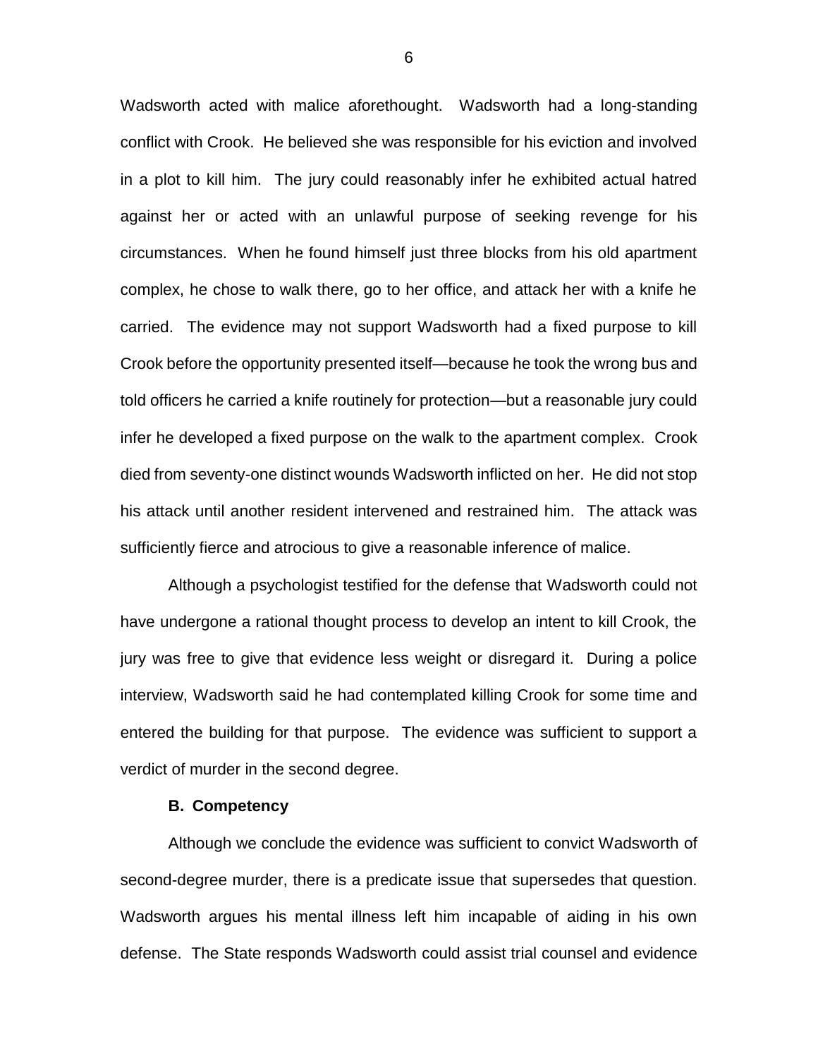Wadsworth acted with malice aforethought. Wadsworth had a long-standing conflict with Crook. He believed she was responsible for his eviction and involved in a plot to kill him. The jury could reasonably infer he exhibited actual hatred against her or acted with an unlawful purpose of seeking revenge for his circumstances. When he found himself just three blocks from his old apartment complex, he chose to walk there, go to her office, and attack her with a knife he carried. The evidence may not support Wadsworth had a fixed purpose to kill Crook before the opportunity presented itself—because he took the wrong bus and told officers he carried a knife routinely for protection—but a reasonable jury could infer he developed a fixed purpose on the walk to the apartment complex. Crook died from seventy-one distinct wounds Wadsworth inflicted on her. He did not stop his attack until another resident intervened and restrained him. The attack was sufficiently fierce and atrocious to give a reasonable inference of malice.

Although a psychologist testified for the defense that Wadsworth could not have undergone a rational thought process to develop an intent to kill Crook, the jury was free to give that evidence less weight or disregard it. During a police interview, Wadsworth said he had contemplated killing Crook for some time and entered the building for that purpose. The evidence was sufficient to support a verdict of murder in the second degree.

### B. Competency

Although we conclude the evidence was sufficient to convict Wadsworth of second-degree murder, there is a predicate issue that supersedes that question. Wadsworth argues his mental illness left him incapable of aiding in his own defense. The State responds Wadsworth could assist trial counsel and evidence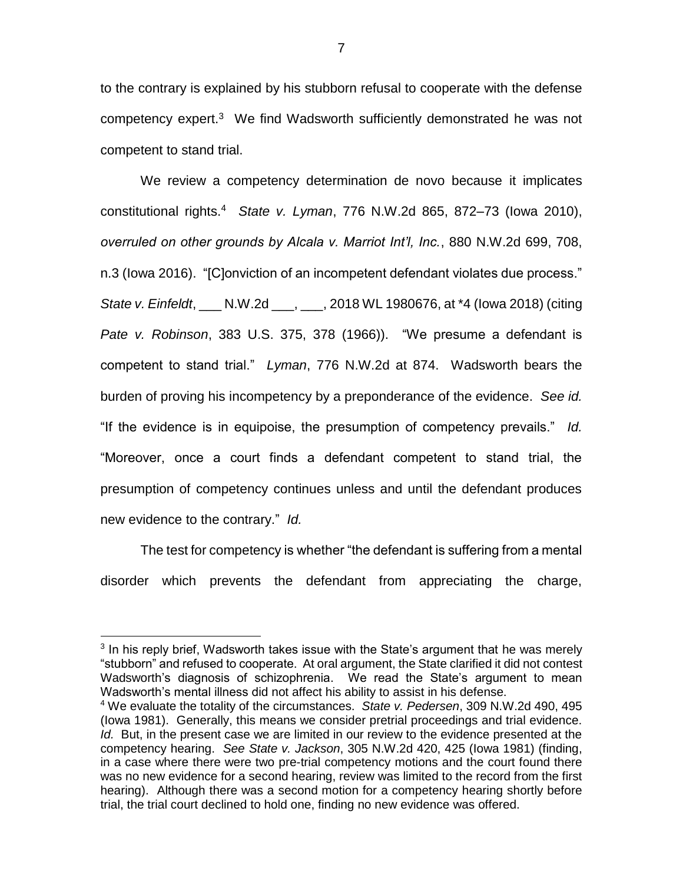to the contrary is explained by his stubborn refusal to cooperate with the defense competency expert.[3] We find Wadsworth sufficiently demonstrated he was not competent to stand trial.

We review a competency determination de novo because it implicates constitutional rights.[4] *State v. Lyman*, 776 N.W.2d 865, 872–73 (Iowa 2010), *overruled on other grounds by Alcala v. Marriot Int'l, Inc.*, 880 N.W.2d 699, 708, n.3 (Iowa 2016). "[C]onviction of an incompetent defendant violates due process." *State v. Einfeldt*, ___ N.W.2d ___, ___, 2018 WL 1980676, at *4 (Iowa 2018) (citing *Pate v. Robinson*, 383 U.S. 375, 378 (1966)). "We presume a defendant is competent to stand trial." *Lyman*, 776 N.W.2d at 874. Wadsworth bears the burden of proving his incompetency by a preponderance of the evidence. *See id.* "If the evidence is in equipoise, the presumption of competency prevails." *Id.* "Moreover, once a court finds a defendant competent to stand trial, the presumption of competency continues unless and until the defendant produces new evidence to the contrary." *Id.*

The test for competency is whether "the defendant is suffering from a mental disorder which prevents the defendant from appreciating the charge,

---

[3] In his reply brief, Wadsworth takes issue with the State's argument that he was merely "stubborn" and refused to cooperate. At oral argument, the State clarified it did not contest Wadsworth's diagnosis of schizophrenia. We read the State's argument to mean Wadsworth's mental illness did not affect his ability to assist in his defense.

[4] We evaluate the totality of the circumstances. *State v. Pedersen*, 309 N.W.2d 490, 495 (Iowa 1981). Generally, this means we consider pretrial proceedings and trial evidence. *Id.* But, in the present case we are limited in our review to the evidence presented at the competency hearing. *See State v. Jackson*, 305 N.W.2d 420, 425 (Iowa 1981) (finding, in a case where there were two pre-trial competency motions and the court found there was no new evidence for a second hearing, review was limited to the record from the first hearing). Although there was a second motion for a competency hearing shortly before trial, the trial court declined to hold one, finding no new evidence was offered.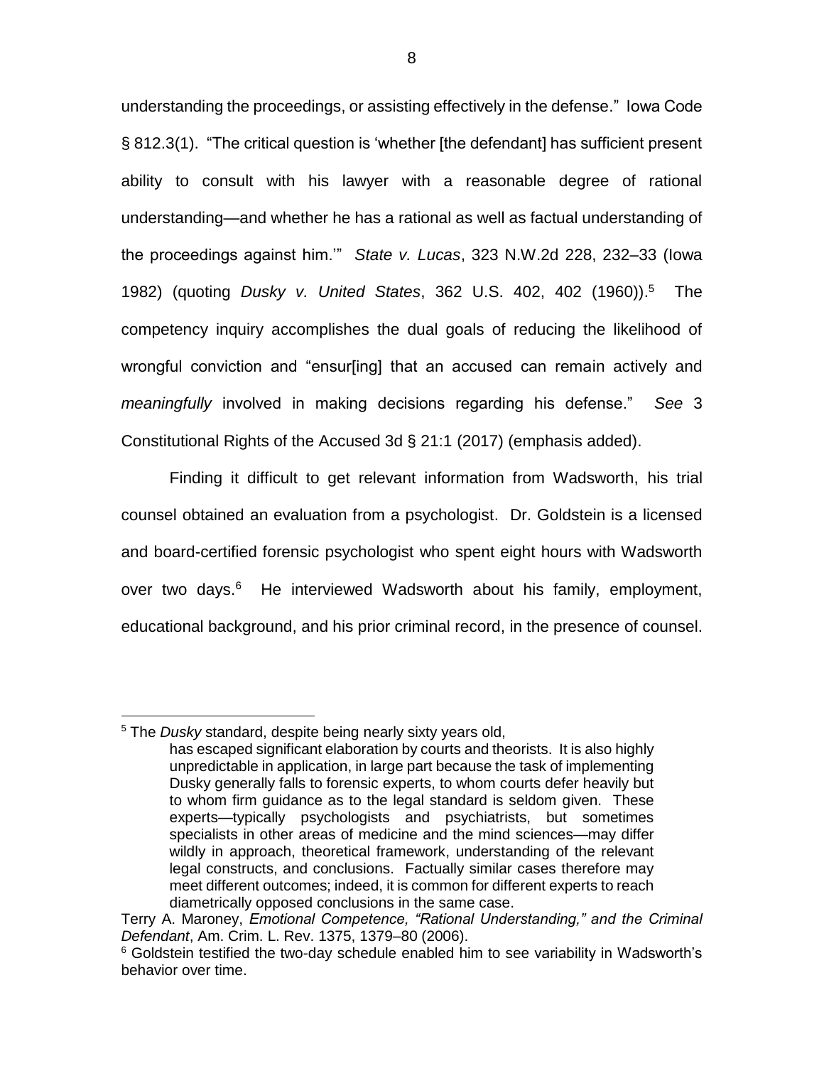understanding the proceedings, or assisting effectively in the defense." Iowa Code § 812.3(1). "The critical question is 'whether [the defendant] has sufficient present ability to consult with his lawyer with a reasonable degree of rational understanding—and whether he has a rational as well as factual understanding of the proceedings against him.'" *State v. Lucas*, 323 N.W.2d 228, 232–33 (Iowa 1982) (quoting *Dusky v. United States*, 362 U.S. 402, 402 (1960)).[5] The competency inquiry accomplishes the dual goals of reducing the likelihood of wrongful conviction and "ensur[ing] that an accused can remain actively and *meaningfully* involved in making decisions regarding his defense." *See* 3 Constitutional Rights of the Accused 3d § 21:1 (2017) (emphasis added).

Finding it difficult to get relevant information from Wadsworth, his trial counsel obtained an evaluation from a psychologist. Dr. Goldstein is a licensed and board-certified forensic psychologist who spent eight hours with Wadsworth over two days.[6] He interviewed Wadsworth about his family, employment, educational background, and his prior criminal record, in the presence of counsel.

---

[5] The *Dusky* standard, despite being nearly sixty years old,

> has escaped significant elaboration by courts and theorists. It is also highly unpredictable in application, in large part because the task of implementing Dusky generally falls to forensic experts, to whom courts defer heavily but to whom firm guidance as to the legal standard is seldom given. These experts—typically psychologists and psychiatrists, but sometimes specialists in other areas of medicine and the mind sciences—may differ wildly in approach, theoretical framework, understanding of the relevant legal constructs, and conclusions. Factually similar cases therefore may meet different outcomes; indeed, it is common for different experts to reach diametrically opposed conclusions in the same case.

Terry A. Maroney, *Emotional Competence, "Rational Understanding," and the Criminal Defendant*, Am. Crim. L. Rev. 1375, 1379–80 (2006).

[6] Goldstein testified the two-day schedule enabled him to see variability in Wadsworth's behavior over time.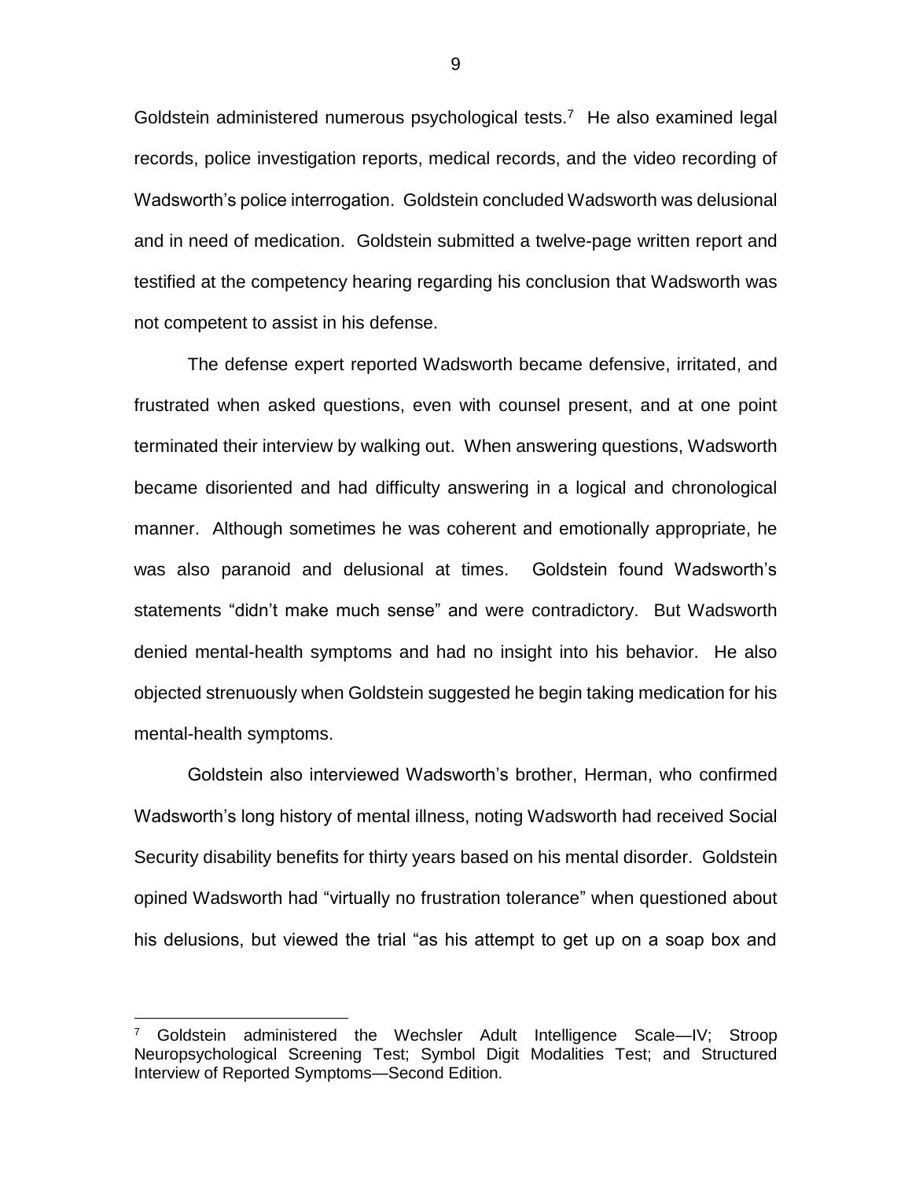Goldstein administered numerous psychological tests.[7] He also examined legal records, police investigation reports, medical records, and the video recording of Wadsworth's police interrogation. Goldstein concluded Wadsworth was delusional and in need of medication. Goldstein submitted a twelve-page written report and testified at the competency hearing regarding his conclusion that Wadsworth was not competent to assist in his defense.

The defense expert reported Wadsworth became defensive, irritated, and frustrated when asked questions, even with counsel present, and at one point terminated their interview by walking out. When answering questions, Wadsworth became disoriented and had difficulty answering in a logical and chronological manner. Although sometimes he was coherent and emotionally appropriate, he was also paranoid and delusional at times. Goldstein found Wadsworth's statements "didn't make much sense" and were contradictory. But Wadsworth denied mental-health symptoms and had no insight into his behavior. He also objected strenuously when Goldstein suggested he begin taking medication for his mental-health symptoms.

Goldstein also interviewed Wadsworth's brother, Herman, who confirmed Wadsworth's long history of mental illness, noting Wadsworth had received Social Security disability benefits for thirty years based on his mental disorder. Goldstein opined Wadsworth had "virtually no frustration tolerance" when questioned about his delusions, but viewed the trial "as his attempt to get up on a soap box and

[7] Goldstein administered the Wechsler Adult Intelligence Scale—IV; Stroop Neuropsychological Screening Test; Symbol Digit Modalities Test; and Structured Interview of Reported Symptoms—Second Edition.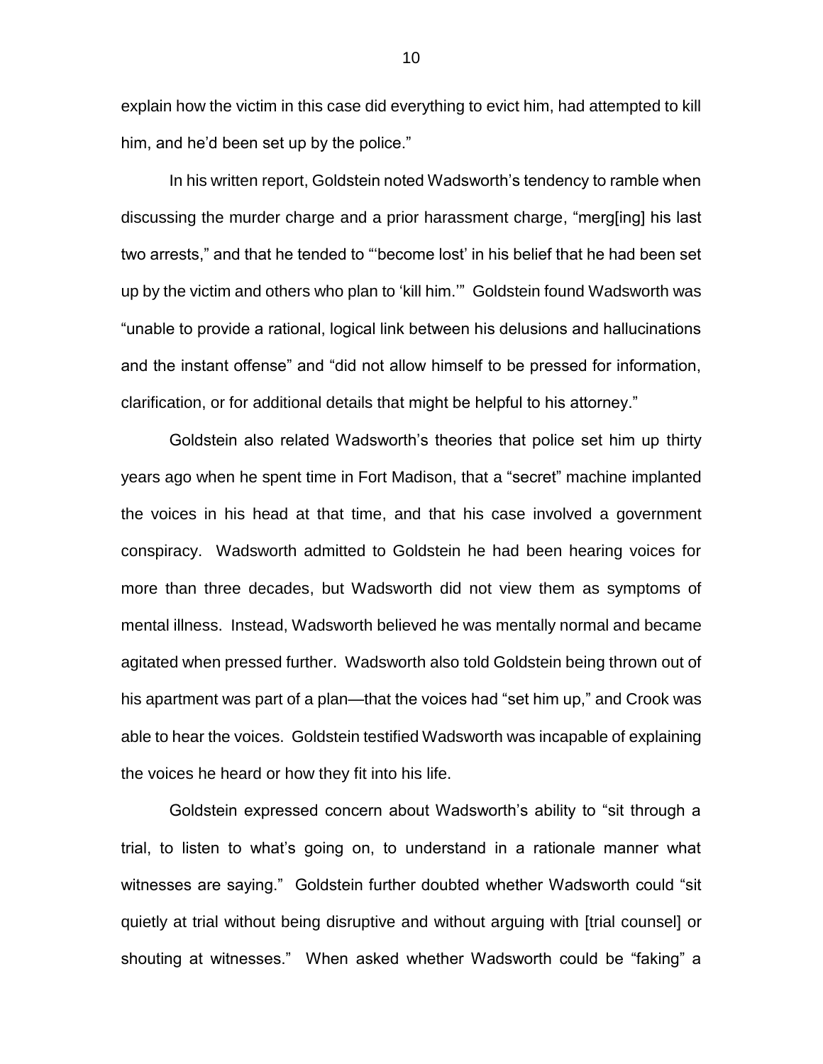explain how the victim in this case did everything to evict him, had attempted to kill him, and he'd been set up by the police."

In his written report, Goldstein noted Wadsworth's tendency to ramble when discussing the murder charge and a prior harassment charge, "merg[ing] his last two arrests," and that he tended to "'become lost' in his belief that he had been set up by the victim and others who plan to 'kill him.'" Goldstein found Wadsworth was "unable to provide a rational, logical link between his delusions and hallucinations and the instant offense" and "did not allow himself to be pressed for information, clarification, or for additional details that might be helpful to his attorney."

Goldstein also related Wadsworth's theories that police set him up thirty years ago when he spent time in Fort Madison, that a "secret" machine implanted the voices in his head at that time, and that his case involved a government conspiracy. Wadsworth admitted to Goldstein he had been hearing voices for more than three decades, but Wadsworth did not view them as symptoms of mental illness. Instead, Wadsworth believed he was mentally normal and became agitated when pressed further. Wadsworth also told Goldstein being thrown out of his apartment was part of a plan—that the voices had "set him up," and Crook was able to hear the voices. Goldstein testified Wadsworth was incapable of explaining the voices he heard or how they fit into his life.

Goldstein expressed concern about Wadsworth's ability to "sit through a trial, to listen to what's going on, to understand in a rationale manner what witnesses are saying." Goldstein further doubted whether Wadsworth could "sit quietly at trial without being disruptive and without arguing with [trial counsel] or shouting at witnesses." When asked whether Wadsworth could be "faking" a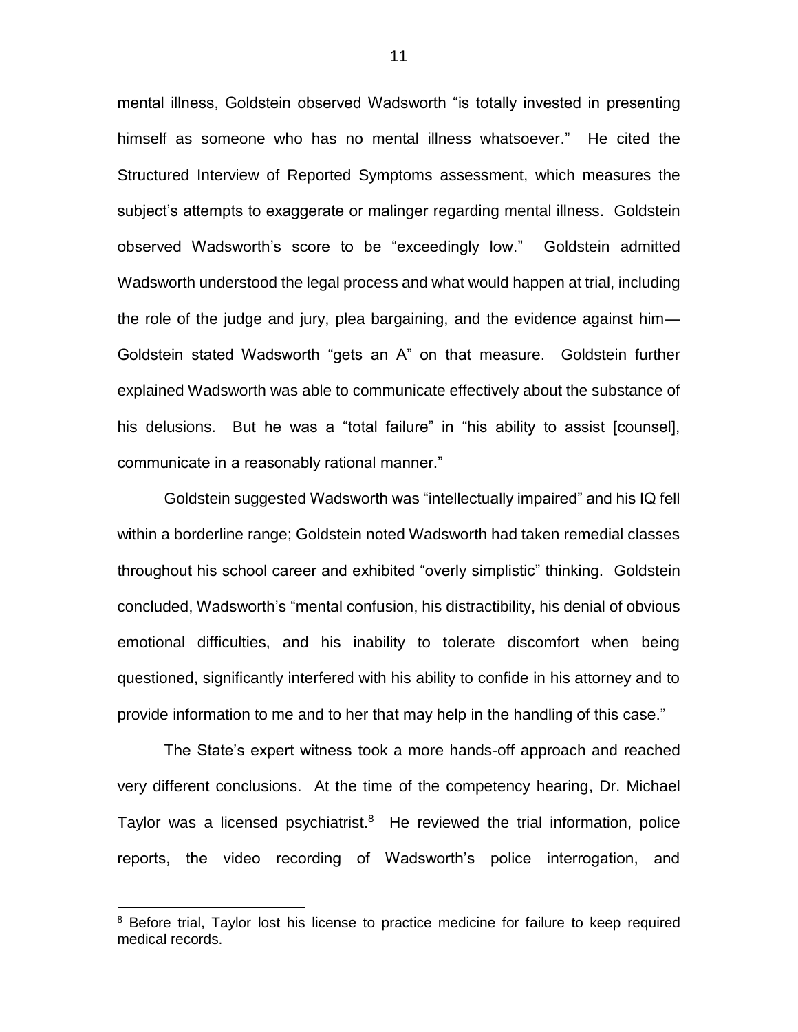mental illness, Goldstein observed Wadsworth "is totally invested in presenting himself as someone who has no mental illness whatsoever." He cited the Structured Interview of Reported Symptoms assessment, which measures the subject's attempts to exaggerate or malinger regarding mental illness. Goldstein observed Wadsworth's score to be "exceedingly low." Goldstein admitted Wadsworth understood the legal process and what would happen at trial, including the role of the judge and jury, plea bargaining, and the evidence against him—Goldstein stated Wadsworth "gets an A" on that measure. Goldstein further explained Wadsworth was able to communicate effectively about the substance of his delusions. But he was a "total failure" in "his ability to assist [counsel], communicate in a reasonably rational manner."

Goldstein suggested Wadsworth was "intellectually impaired" and his IQ fell within a borderline range; Goldstein noted Wadsworth had taken remedial classes throughout his school career and exhibited "overly simplistic" thinking. Goldstein concluded, Wadsworth's "mental confusion, his distractibility, his denial of obvious emotional difficulties, and his inability to tolerate discomfort when being questioned, significantly interfered with his ability to confide in his attorney and to provide information to me and to her that may help in the handling of this case."

The State's expert witness took a more hands-off approach and reached very different conclusions. At the time of the competency hearing, Dr. Michael Taylor was a licensed psychiatrist.[8] He reviewed the trial information, police reports, the video recording of Wadsworth's police interrogation, and

[8] Before trial, Taylor lost his license to practice medicine for failure to keep required medical records.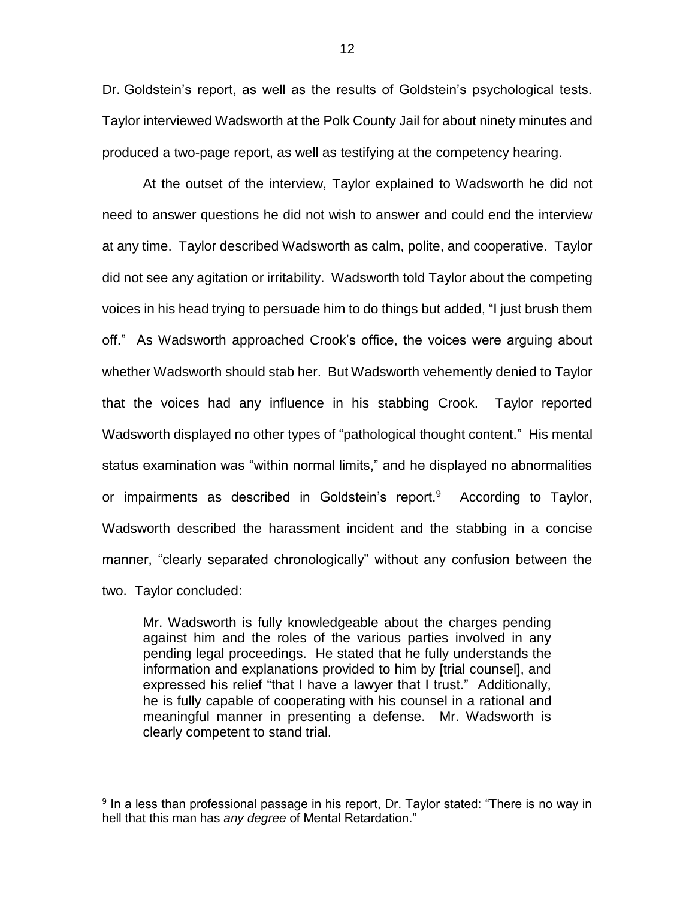Dr. Goldstein's report, as well as the results of Goldstein's psychological tests. Taylor interviewed Wadsworth at the Polk County Jail for about ninety minutes and produced a two-page report, as well as testifying at the competency hearing.

At the outset of the interview, Taylor explained to Wadsworth he did not need to answer questions he did not wish to answer and could end the interview at any time. Taylor described Wadsworth as calm, polite, and cooperative. Taylor did not see any agitation or irritability. Wadsworth told Taylor about the competing voices in his head trying to persuade him to do things but added, "I just brush them off." As Wadsworth approached Crook's office, the voices were arguing about whether Wadsworth should stab her. But Wadsworth vehemently denied to Taylor that the voices had any influence in his stabbing Crook. Taylor reported Wadsworth displayed no other types of "pathological thought content." His mental status examination was "within normal limits," and he displayed no abnormalities or impairments as described in Goldstein's report.[9] According to Taylor, Wadsworth described the harassment incident and the stabbing in a concise manner, "clearly separated chronologically" without any confusion between the two. Taylor concluded:

> Mr. Wadsworth is fully knowledgeable about the charges pending against him and the roles of the various parties involved in any pending legal proceedings. He stated that he fully understands the information and explanations provided to him by [trial counsel], and expressed his relief "that I have a lawyer that I trust." Additionally, he is fully capable of cooperating with his counsel in a rational and meaningful manner in presenting a defense. Mr. Wadsworth is clearly competent to stand trial.

---

[9] In a less than professional passage in his report, Dr. Taylor stated: "There is no way in hell that this man has *any degree* of Mental Retardation."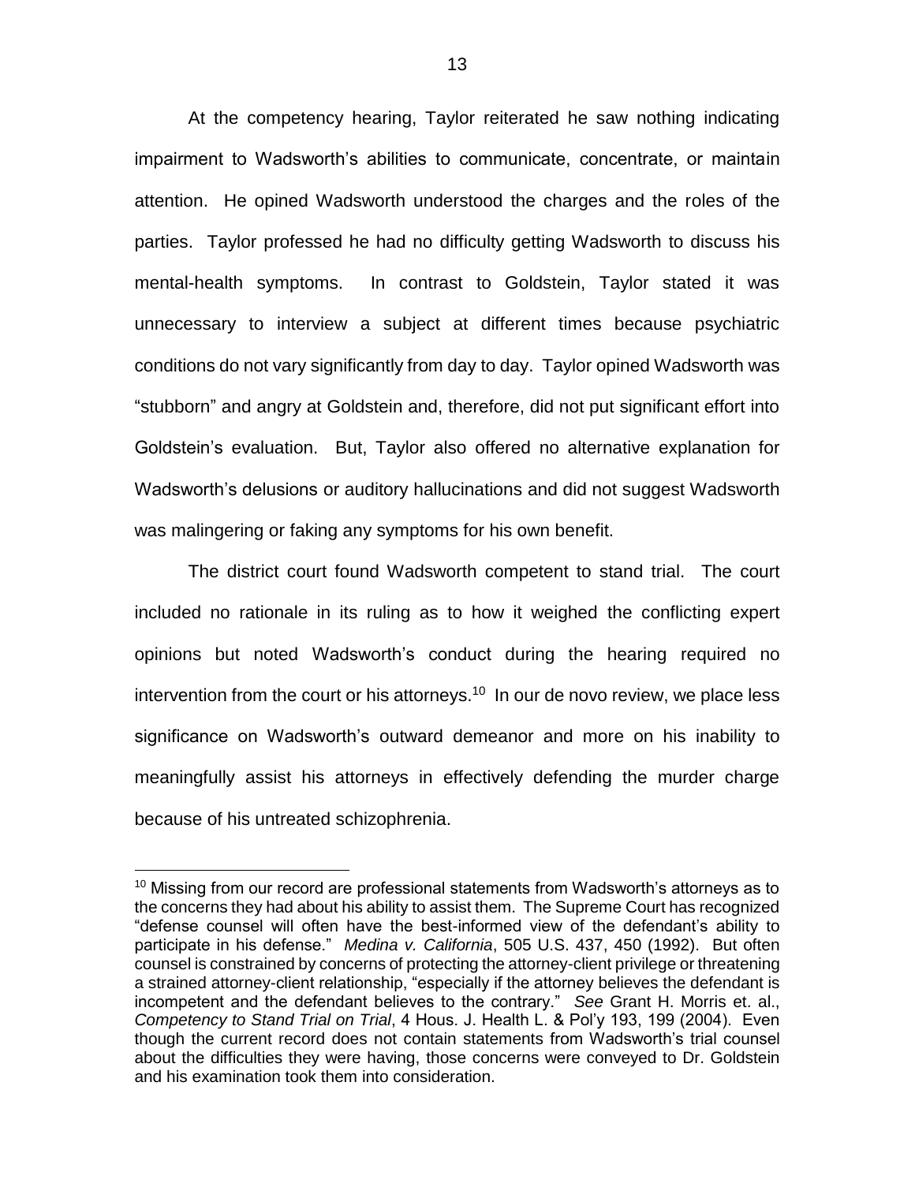At the competency hearing, Taylor reiterated he saw nothing indicating impairment to Wadsworth's abilities to communicate, concentrate, or maintain attention. He opined Wadsworth understood the charges and the roles of the parties. Taylor professed he had no difficulty getting Wadsworth to discuss his mental-health symptoms. In contrast to Goldstein, Taylor stated it was unnecessary to interview a subject at different times because psychiatric conditions do not vary significantly from day to day. Taylor opined Wadsworth was "stubborn" and angry at Goldstein and, therefore, did not put significant effort into Goldstein's evaluation. But, Taylor also offered no alternative explanation for Wadsworth's delusions or auditory hallucinations and did not suggest Wadsworth was malingering or faking any symptoms for his own benefit.

The district court found Wadsworth competent to stand trial. The court included no rationale in its ruling as to how it weighed the conflicting expert opinions but noted Wadsworth's conduct during the hearing required no intervention from the court or his attorneys.[10] In our de novo review, we place less significance on Wadsworth's outward demeanor and more on his inability to meaningfully assist his attorneys in effectively defending the murder charge because of his untreated schizophrenia.

---

[10] Missing from our record are professional statements from Wadsworth's attorneys as to the concerns they had about his ability to assist them. The Supreme Court has recognized "defense counsel will often have the best-informed view of the defendant's ability to participate in his defense." *Medina v. California*, 505 U.S. 437, 450 (1992). But often counsel is constrained by concerns of protecting the attorney-client privilege or threatening a strained attorney-client relationship, "especially if the attorney believes the defendant is incompetent and the defendant believes to the contrary." *See* Grant H. Morris et. al., *Competency to Stand Trial on Trial*, 4 Hous. J. Health L. & Pol'y 193, 199 (2004). Even though the current record does not contain statements from Wadsworth's trial counsel about the difficulties they were having, those concerns were conveyed to Dr. Goldstein and his examination took them into consideration.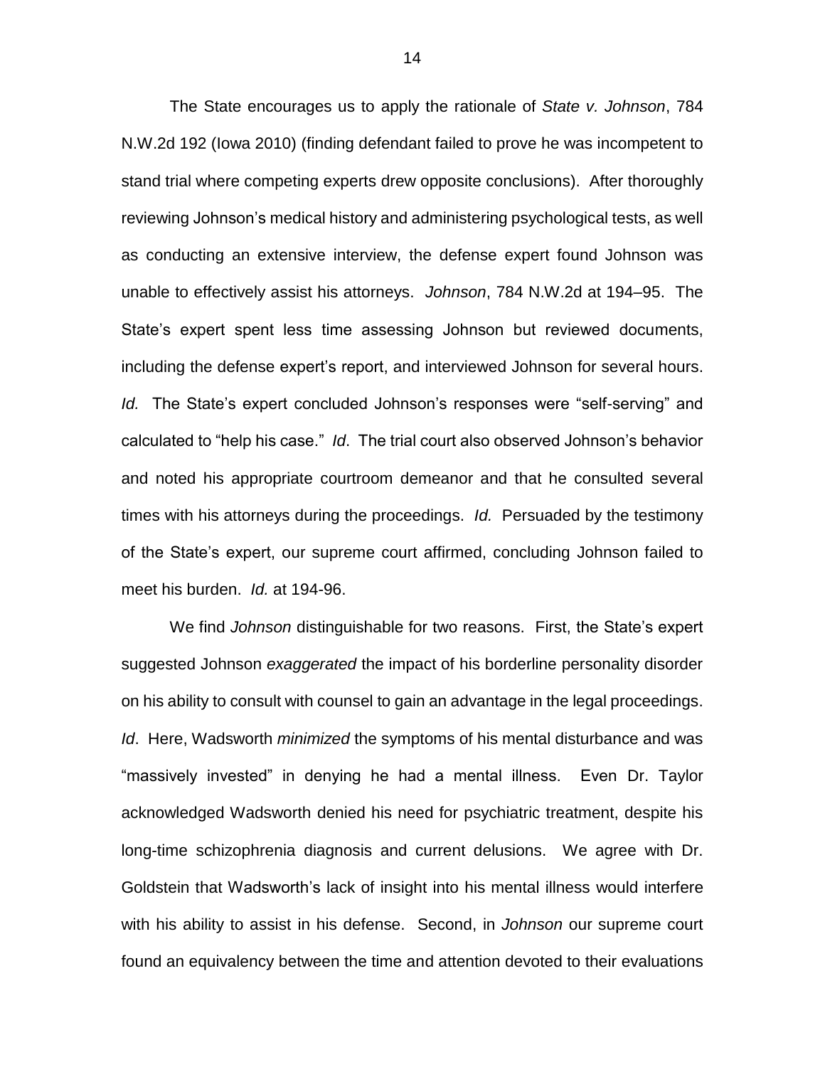The State encourages us to apply the rationale of *State v. Johnson*, 784 N.W.2d 192 (Iowa 2010) (finding defendant failed to prove he was incompetent to stand trial where competing experts drew opposite conclusions). After thoroughly reviewing Johnson's medical history and administering psychological tests, as well as conducting an extensive interview, the defense expert found Johnson was unable to effectively assist his attorneys. *Johnson*, 784 N.W.2d at 194–95. The State's expert spent less time assessing Johnson but reviewed documents, including the defense expert's report, and interviewed Johnson for several hours. *Id.* The State's expert concluded Johnson's responses were "self-serving" and calculated to "help his case." *Id*. The trial court also observed Johnson's behavior and noted his appropriate courtroom demeanor and that he consulted several times with his attorneys during the proceedings. *Id.* Persuaded by the testimony of the State's expert, our supreme court affirmed, concluding Johnson failed to meet his burden. *Id.* at 194-96.

We find *Johnson* distinguishable for two reasons. First, the State's expert suggested Johnson *exaggerated* the impact of his borderline personality disorder on his ability to consult with counsel to gain an advantage in the legal proceedings. *Id*. Here, Wadsworth *minimized* the symptoms of his mental disturbance and was "massively invested" in denying he had a mental illness. Even Dr. Taylor acknowledged Wadsworth denied his need for psychiatric treatment, despite his long-time schizophrenia diagnosis and current delusions. We agree with Dr. Goldstein that Wadsworth's lack of insight into his mental illness would interfere with his ability to assist in his defense. Second, in *Johnson* our supreme court found an equivalency between the time and attention devoted to their evaluations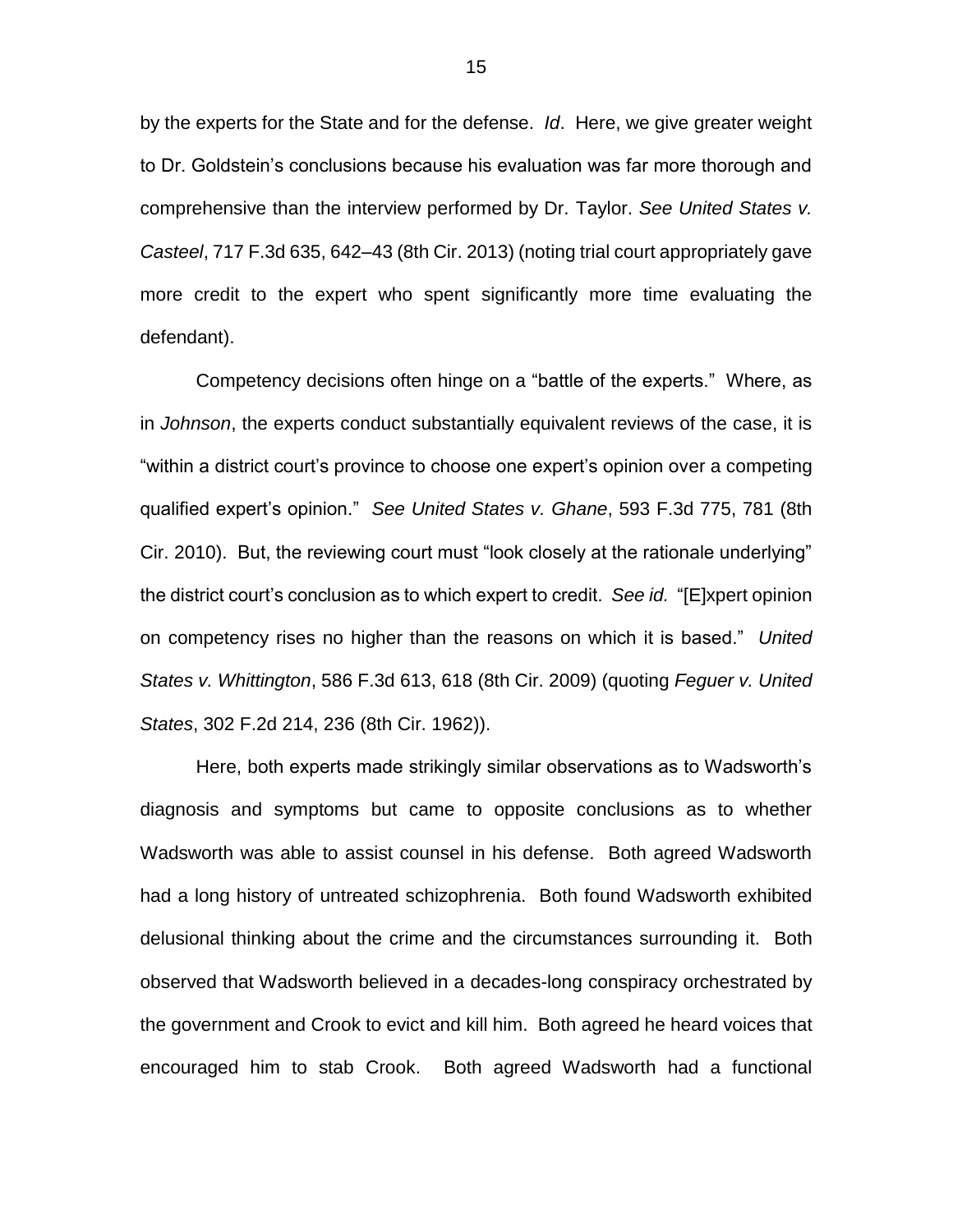by the experts for the State and for the defense. *Id*. Here, we give greater weight to Dr. Goldstein's conclusions because his evaluation was far more thorough and comprehensive than the interview performed by Dr. Taylor. *See United States v. Casteel*, 717 F.3d 635, 642–43 (8th Cir. 2013) (noting trial court appropriately gave more credit to the expert who spent significantly more time evaluating the defendant).

Competency decisions often hinge on a "battle of the experts." Where, as in *Johnson*, the experts conduct substantially equivalent reviews of the case, it is "within a district court's province to choose one expert's opinion over a competing qualified expert's opinion." *See United States v. Ghane*, 593 F.3d 775, 781 (8th Cir. 2010). But, the reviewing court must "look closely at the rationale underlying" the district court's conclusion as to which expert to credit. *See id.* "[E]xpert opinion on competency rises no higher than the reasons on which it is based." *United States v. Whittington*, 586 F.3d 613, 618 (8th Cir. 2009) (quoting *Feguer v. United States*, 302 F.2d 214, 236 (8th Cir. 1962)).

Here, both experts made strikingly similar observations as to Wadsworth's diagnosis and symptoms but came to opposite conclusions as to whether Wadsworth was able to assist counsel in his defense. Both agreed Wadsworth had a long history of untreated schizophrenia. Both found Wadsworth exhibited delusional thinking about the crime and the circumstances surrounding it. Both observed that Wadsworth believed in a decades-long conspiracy orchestrated by the government and Crook to evict and kill him. Both agreed he heard voices that encouraged him to stab Crook. Both agreed Wadsworth had a functional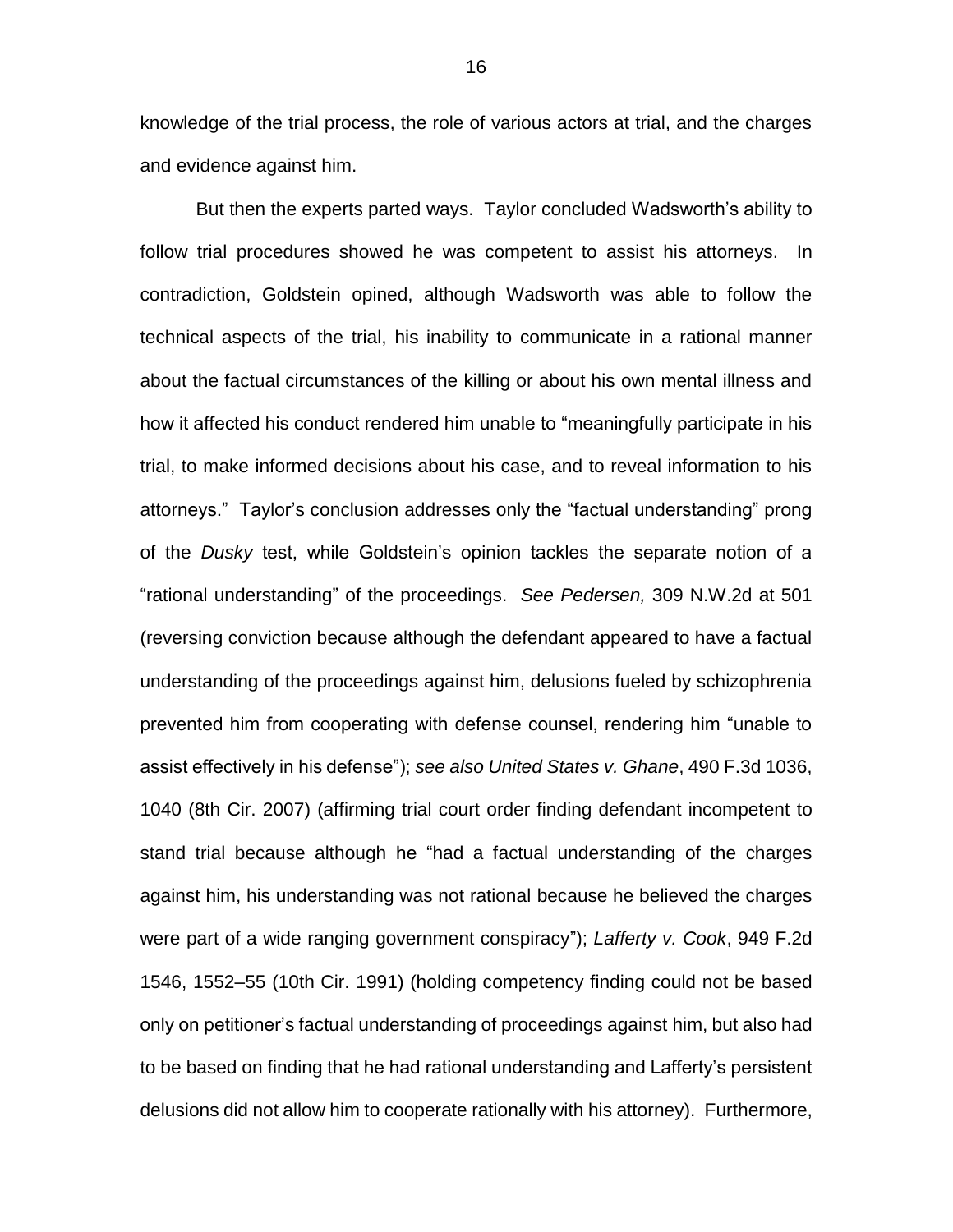knowledge of the trial process, the role of various actors at trial, and the charges and evidence against him.

But then the experts parted ways. Taylor concluded Wadsworth's ability to follow trial procedures showed he was competent to assist his attorneys. In contradiction, Goldstein opined, although Wadsworth was able to follow the technical aspects of the trial, his inability to communicate in a rational manner about the factual circumstances of the killing or about his own mental illness and how it affected his conduct rendered him unable to "meaningfully participate in his trial, to make informed decisions about his case, and to reveal information to his attorneys." Taylor's conclusion addresses only the "factual understanding" prong of the *Dusky* test, while Goldstein's opinion tackles the separate notion of a "rational understanding" of the proceedings. *See Pedersen,* 309 N.W.2d at 501 (reversing conviction because although the defendant appeared to have a factual understanding of the proceedings against him, delusions fueled by schizophrenia prevented him from cooperating with defense counsel, rendering him "unable to assist effectively in his defense"); *see also United States v. Ghane*, 490 F.3d 1036, 1040 (8th Cir. 2007) (affirming trial court order finding defendant incompetent to stand trial because although he "had a factual understanding of the charges against him, his understanding was not rational because he believed the charges were part of a wide ranging government conspiracy"); *Lafferty v. Cook*, 949 F.2d 1546, 1552–55 (10th Cir. 1991) (holding competency finding could not be based only on petitioner's factual understanding of proceedings against him, but also had to be based on finding that he had rational understanding and Lafferty's persistent delusions did not allow him to cooperate rationally with his attorney). Furthermore,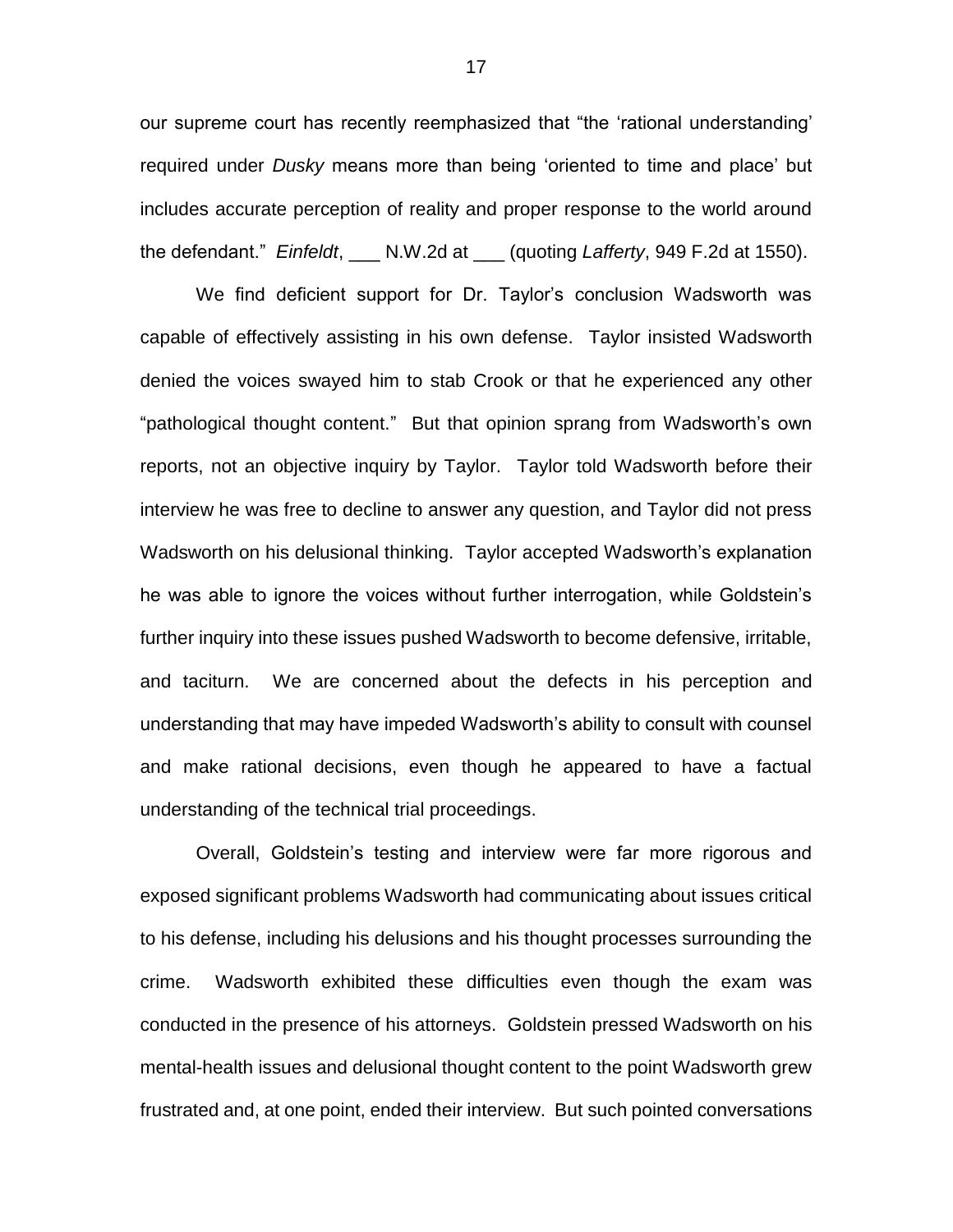our supreme court has recently reemphasized that "the 'rational understanding' required under *Dusky* means more than being 'oriented to time and place' but includes accurate perception of reality and proper response to the world around the defendant." *Einfeldt*, ___ N.W.2d at ___ (quoting *Lafferty*, 949 F.2d at 1550).

We find deficient support for Dr. Taylor's conclusion Wadsworth was capable of effectively assisting in his own defense. Taylor insisted Wadsworth denied the voices swayed him to stab Crook or that he experienced any other "pathological thought content." But that opinion sprang from Wadsworth's own reports, not an objective inquiry by Taylor. Taylor told Wadsworth before their interview he was free to decline to answer any question, and Taylor did not press Wadsworth on his delusional thinking. Taylor accepted Wadsworth's explanation he was able to ignore the voices without further interrogation, while Goldstein's further inquiry into these issues pushed Wadsworth to become defensive, irritable, and taciturn. We are concerned about the defects in his perception and understanding that may have impeded Wadsworth's ability to consult with counsel and make rational decisions, even though he appeared to have a factual understanding of the technical trial proceedings.

Overall, Goldstein's testing and interview were far more rigorous and exposed significant problems Wadsworth had communicating about issues critical to his defense, including his delusions and his thought processes surrounding the crime. Wadsworth exhibited these difficulties even though the exam was conducted in the presence of his attorneys. Goldstein pressed Wadsworth on his mental-health issues and delusional thought content to the point Wadsworth grew frustrated and, at one point, ended their interview. But such pointed conversations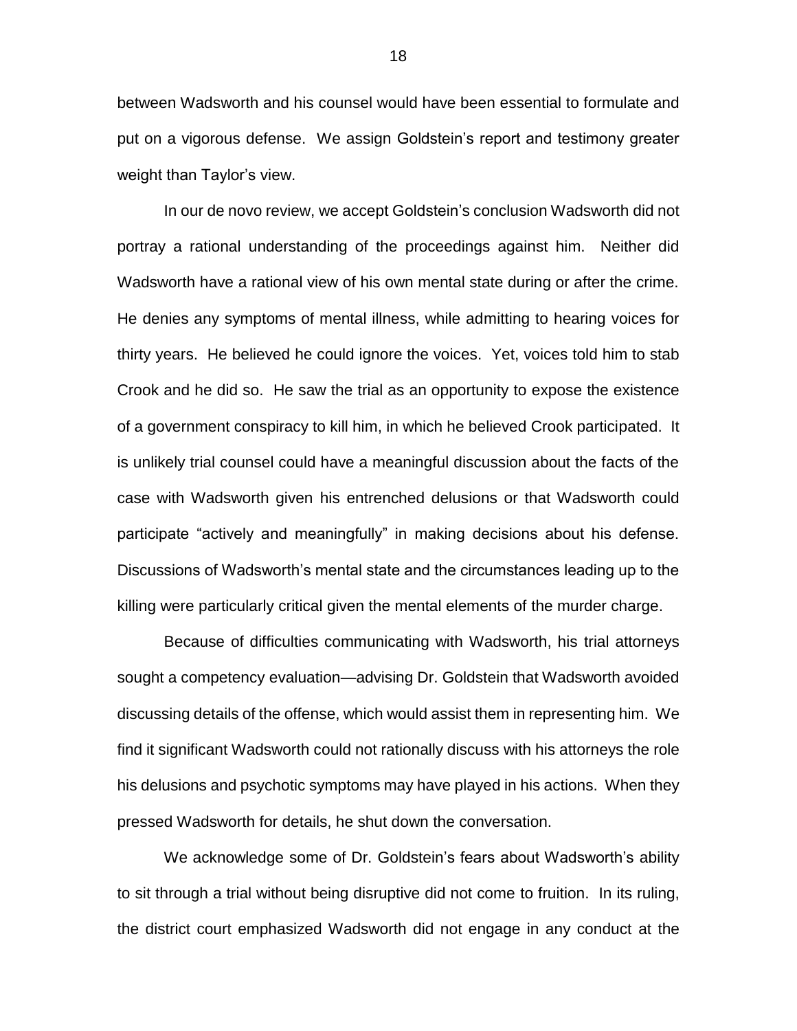between Wadsworth and his counsel would have been essential to formulate and put on a vigorous defense. We assign Goldstein's report and testimony greater weight than Taylor's view.

In our de novo review, we accept Goldstein's conclusion Wadsworth did not portray a rational understanding of the proceedings against him. Neither did Wadsworth have a rational view of his own mental state during or after the crime. He denies any symptoms of mental illness, while admitting to hearing voices for thirty years. He believed he could ignore the voices. Yet, voices told him to stab Crook and he did so. He saw the trial as an opportunity to expose the existence of a government conspiracy to kill him, in which he believed Crook participated. It is unlikely trial counsel could have a meaningful discussion about the facts of the case with Wadsworth given his entrenched delusions or that Wadsworth could participate "actively and meaningfully" in making decisions about his defense. Discussions of Wadsworth's mental state and the circumstances leading up to the killing were particularly critical given the mental elements of the murder charge.

Because of difficulties communicating with Wadsworth, his trial attorneys sought a competency evaluation—advising Dr. Goldstein that Wadsworth avoided discussing details of the offense, which would assist them in representing him. We find it significant Wadsworth could not rationally discuss with his attorneys the role his delusions and psychotic symptoms may have played in his actions. When they pressed Wadsworth for details, he shut down the conversation.

We acknowledge some of Dr. Goldstein's fears about Wadsworth's ability to sit through a trial without being disruptive did not come to fruition. In its ruling, the district court emphasized Wadsworth did not engage in any conduct at the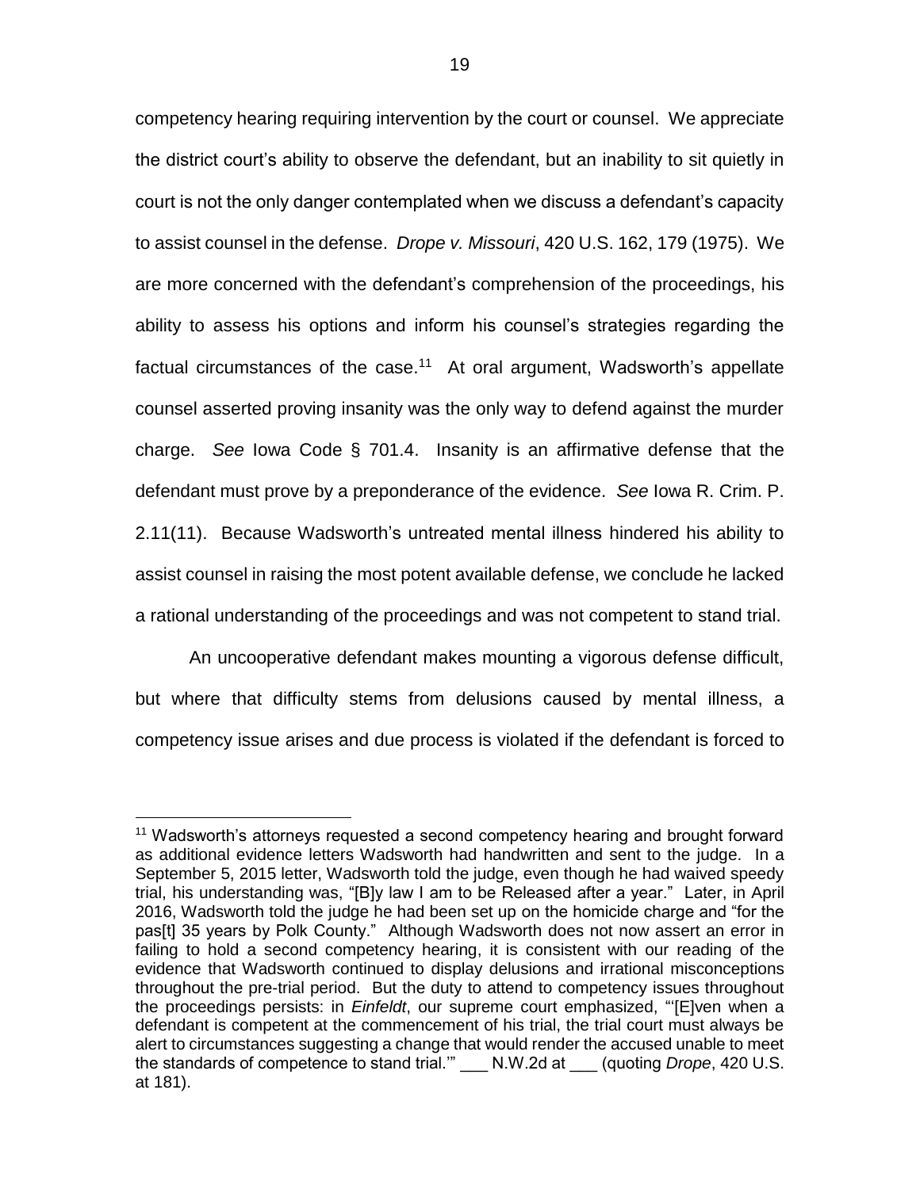competency hearing requiring intervention by the court or counsel. We appreciate the district court's ability to observe the defendant, but an inability to sit quietly in court is not the only danger contemplated when we discuss a defendant's capacity to assist counsel in the defense. *Drope v. Missouri*, 420 U.S. 162, 179 (1975). We are more concerned with the defendant's comprehension of the proceedings, his ability to assess his options and inform his counsel's strategies regarding the factual circumstances of the case.[11] At oral argument, Wadsworth's appellate counsel asserted proving insanity was the only way to defend against the murder charge. *See* Iowa Code § 701.4. Insanity is an affirmative defense that the defendant must prove by a preponderance of the evidence. *See* Iowa R. Crim. P. 2.11(11). Because Wadsworth's untreated mental illness hindered his ability to assist counsel in raising the most potent available defense, we conclude he lacked a rational understanding of the proceedings and was not competent to stand trial.

An uncooperative defendant makes mounting a vigorous defense difficult, but where that difficulty stems from delusions caused by mental illness, a competency issue arises and due process is violated if the defendant is forced to

---

[11] Wadsworth's attorneys requested a second competency hearing and brought forward as additional evidence letters Wadsworth had handwritten and sent to the judge. In a September 5, 2015 letter, Wadsworth told the judge, even though he had waived speedy trial, his understanding was, "[B]y law I am to be Released after a year." Later, in April 2016, Wadsworth told the judge he had been set up on the homicide charge and "for the pas[t] 35 years by Polk County." Although Wadsworth does not now assert an error in failing to hold a second competency hearing, it is consistent with our reading of the evidence that Wadsworth continued to display delusions and irrational misconceptions throughout the pre-trial period. But the duty to attend to competency issues throughout the proceedings persists: in *Einfeldt*, our supreme court emphasized, "'[E]ven when a defendant is competent at the commencement of his trial, the trial court must always be alert to circumstances suggesting a change that would render the accused unable to meet the standards of competence to stand trial.'" ___ N.W.2d at ___ (quoting *Drope*, 420 U.S. at 181).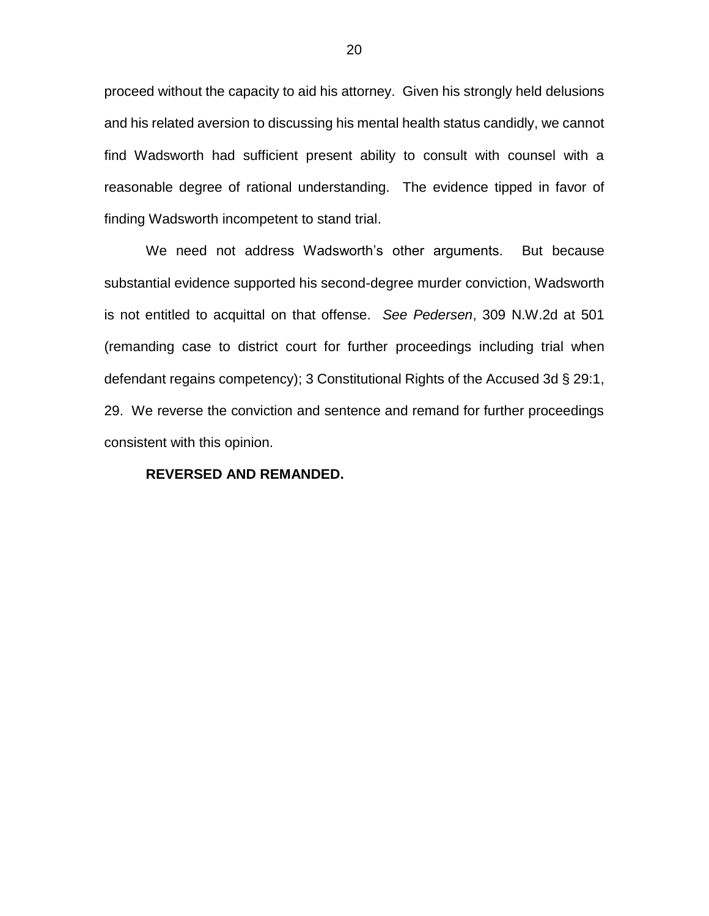proceed without the capacity to aid his attorney. Given his strongly held delusions and his related aversion to discussing his mental health status candidly, we cannot find Wadsworth had sufficient present ability to consult with counsel with a reasonable degree of rational understanding. The evidence tipped in favor of finding Wadsworth incompetent to stand trial.

We need not address Wadsworth's other arguments. But because substantial evidence supported his second-degree murder conviction, Wadsworth is not entitled to acquittal on that offense. *See Pedersen*, 309 N.W.2d at 501 (remanding case to district court for further proceedings including trial when defendant regains competency); 3 Constitutional Rights of the Accused 3d § 29:1, 29. We reverse the conviction and sentence and remand for further proceedings consistent with this opinion.

**REVERSED AND REMANDED.**